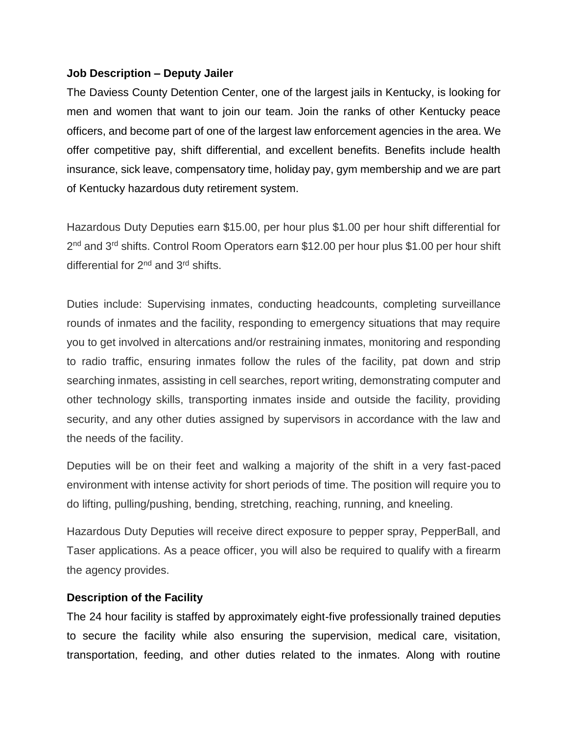**Job Description – Deputy Jailer**

The Daviess County Detention Center, one of the largest jails in Kentucky, is looking for men and women that want to join our team. Join the ranks of other Kentucky peace officers, and become part of one of the largest law enforcement agencies in the area. We offer competitive pay, shift differential, and excellent benefits. Benefits include health insurance, sick leave, compensatory time, holiday pay, gym membership and we are part of Kentucky hazardous duty retirement system.

Hazardous Duty Deputies earn $15.00, per hour plus $1.00 per hour shift differential for 2nd and 3rd shifts. Control Room Operators earn $12.00 per hour plus $1.00 per hour shift differential for 2nd and 3rd shifts.

Duties include: Supervising inmates, conducting headcounts, completing surveillance rounds of inmates and the facility, responding to emergency situations that may require you to get involved in altercations and/or restraining inmates, monitoring and responding to radio traffic, ensuring inmates follow the rules of the facility, pat down and strip searching inmates, assisting in cell searches, report writing, demonstrating computer and other technology skills, transporting inmates inside and outside the facility, providing security, and any other duties assigned by supervisors in accordance with the law and the needs of the facility.

Deputies will be on their feet and walking a majority of the shift in a very fast-paced environment with intense activity for short periods of time. The position will require you to do lifting, pulling/pushing, bending, stretching, reaching, running, and kneeling.

Hazardous Duty Deputies will receive direct exposure to pepper spray, PepperBall, and Taser applications. As a peace officer, you will also be required to qualify with a firearm the agency provides.

**Description of the Facility**

The 24 hour facility is staffed by approximately eight-five professionally trained deputies to secure the facility while also ensuring the supervision, medical care, visitation, transportation, feeding, and other duties related to the inmates. Along with routine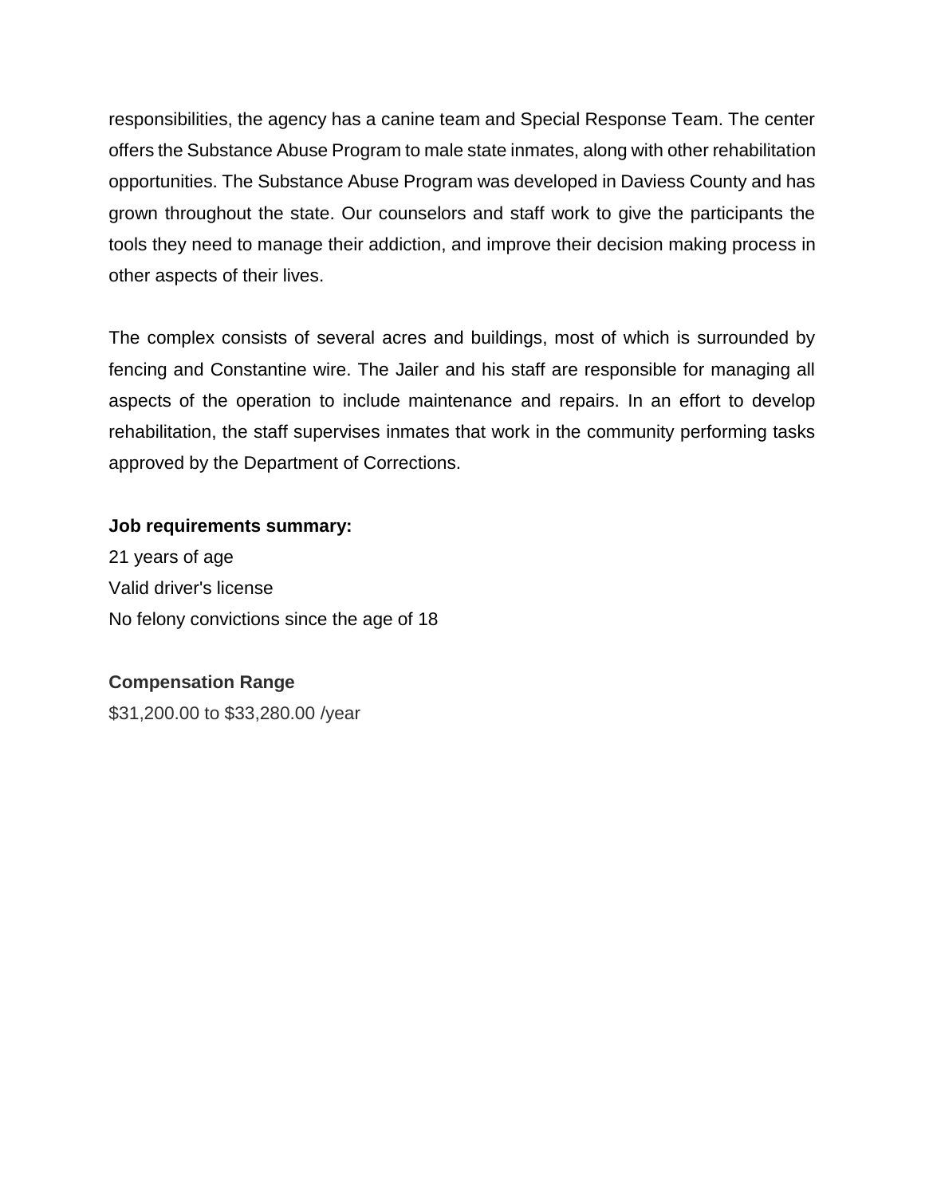responsibilities, the agency has a canine team and Special Response Team. The center offers the Substance Abuse Program to male state inmates, along with other rehabilitation opportunities. The Substance Abuse Program was developed in Daviess County and has grown throughout the state. Our counselors and staff work to give the participants the tools they need to manage their addiction, and improve their decision making process in other aspects of their lives.

The complex consists of several acres and buildings, most of which is surrounded by fencing and Constantine wire. The Jailer and his staff are responsible for managing all aspects of the operation to include maintenance and repairs. In an effort to develop rehabilitation, the staff supervises inmates that work in the community performing tasks approved by the Department of Corrections.

**Job requirements summary:**

21 years of age
Valid driver's license
No felony convictions since the age of 18

**Compensation Range**

$31,200.00 to $33,280.00 /year